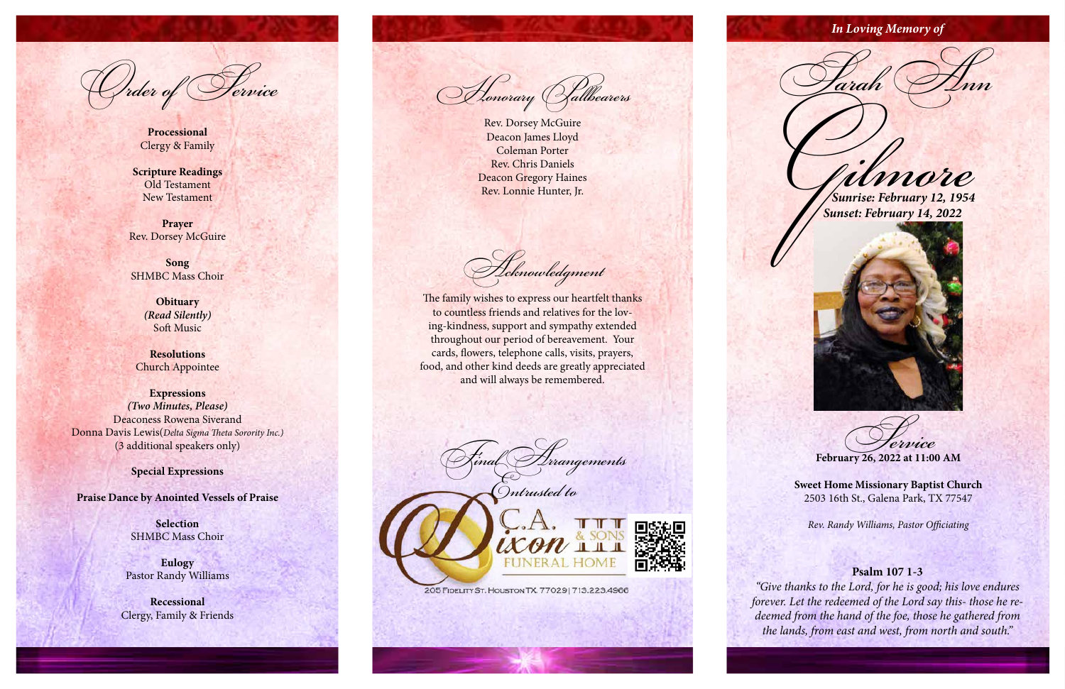# Order of Service

**Processional**
Clergy & Family

**Scripture Readings**
Old Testament
New Testament

**Prayer**
Rev. Dorsey McGuire

**Song**
SHMBC Mass Choir

**Obituary**
***(Read Silently)***
Soft Music

**Resolutions**
Church Appointee

**Expressions**
***(Two Minutes, Please)***
Deaconess Rowena Siverand
Donna Davis Lewis(*Delta Sigma Theta Sorority Inc.*)
(3 additional speakers only)

**Special Expressions**

**Praise Dance by Anointed Vessels of Praise**

**Selection**
SHMBC Mass Choir

**Eulogy**
Pastor Randy Williams

**Recessional**
Clergy, Family & Friends

# Honorary Pallbearers

Rev. Dorsey McGuire
Deacon James Lloyd
Coleman Porter
Rev. Chris Daniels
Deacon Gregory Haines
Rev. Lonnie Hunter, Jr.

# Acknowledgment

The family wishes to express our heartfelt thanks to countless friends and relatives for the loving-kindness, support and sympathy extended throughout our period of bereavement. Your cards, flowers, telephone calls, visits, prayers, food, and other kind deeds are greatly appreciated and will always be remembered.

## Final Arrangements Entrusted to

C.A. Dixon III & Sons III Funeral Home

205 Fidelity St. Houston TX. 77029 | 713.223.4566

*In Loving Memory of*

# Sarah Ann Gilmore

***Sunrise: February 12, 1954***
***Sunset: February 14, 2022***

## Service

**February 26, 2022 at 11:00 AM**

**Sweet Home Missionary Baptist Church**
2503 16th St., Galena Park, TX 77547

*Rev. Randy Williams, Pastor Officiating*

**Psalm 107 1-3**

*"Give thanks to the Lord, for he is good; his love endures forever. Let the redeemed of the Lord say this- those he redeemed from the hand of the foe, those he gathered from the lands, from east and west, from north and south."*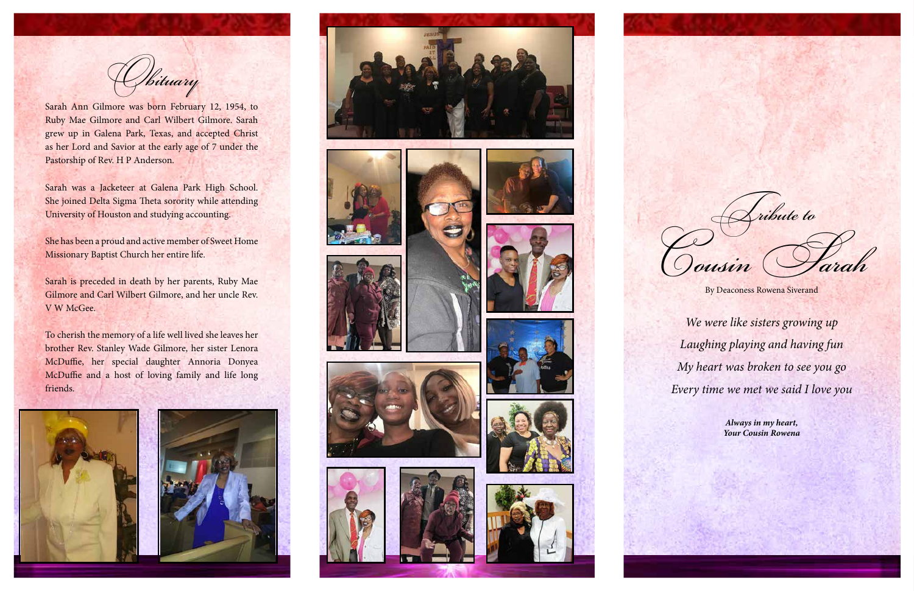# Obituary

Sarah Ann Gilmore was born February 12, 1954, to Ruby Mae Gilmore and Carl Wilbert Gilmore. Sarah grew up in Galena Park, Texas, and accepted Christ as her Lord and Savior at the early age of 7 under the Pastorship of Rev. H P Anderson.

Sarah was a Jacketeer at Galena Park High School. She joined Delta Sigma Theta sorority while attending University of Houston and studying accounting.

She has been a proud and active member of Sweet Home Missionary Baptist Church her entire life.

Sarah is preceded in death by her parents, Ruby Mae Gilmore and Carl Wilbert Gilmore, and her uncle Rev. V W McGee.

To cherish the memory of a life well lived she leaves her brother Rev. Stanley Wade Gilmore, her sister Lenora McDuffie, her special daughter Annoria Donyea McDuffie and a host of loving family and life long friends.

# Tribute to Cousin Sarah

By Deaconess Rowena Siverand

*We were like sisters growing up*
*Laughing playing and having fun*
*My heart was broken to see you go*
*Every time we met we said I love you*

***Always in my heart,***
***Your Cousin Rowena***